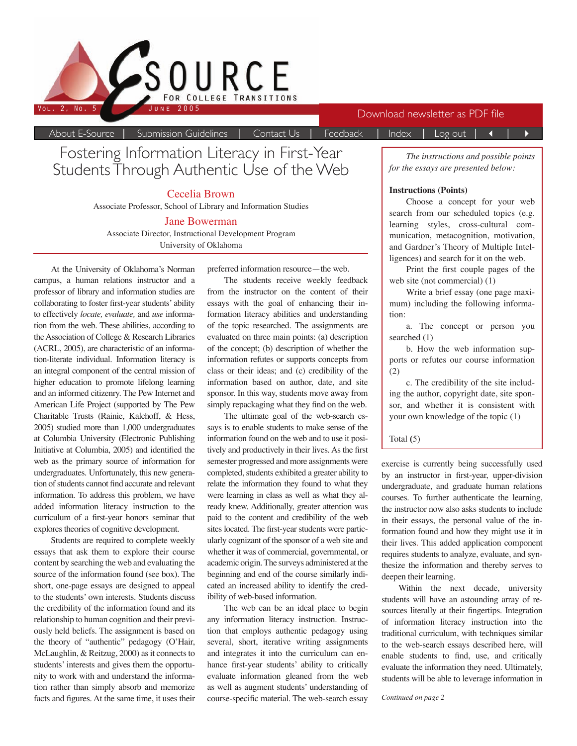# Fostering Information Literacy in First-Year Students Through Authentic Use of the Web

**Cecelia Brown**
Associate Professor, School of Library and Information Studies

**Jane Bowerman**
Associate Director, Instructional Development Program
University of Oklahoma

At the University of Oklahoma's Norman campus, a human relations instructor and a professor of library and information studies are collaborating to foster first-year students' ability to effectively *locate, evaluate,* and *use* information from the web. These abilities, according to the Association of College & Research Libraries (ACRL, 2005), are characteristic of an information-literate individual. Information literacy is an integral component of the central mission of higher education to promote lifelong learning and an informed citizenry. The Pew Internet and American Life Project (supported by The Pew Charitable Trusts (Rainie, Kalchoff, & Hess, 2005) studied more than 1,000 undergraduates at Columbia University (Electronic Publishing Initiative at Columbia, 2005) and identified the web as the primary source of information for undergraduates. Unfortunately, this new generation of students cannot find accurate and relevant information. To address this problem, we have added information literacy instruction to the curriculum of a first-year honors seminar that explores theories of cognitive development.

Students are required to complete weekly essays that ask them to explore their course content by searching the web and evaluating the source of the information found (see box). The short, one-page essays are designed to appeal to the students' own interests. Students discuss the credibility of the information found and its relationship to human cognition and their previously held beliefs. The assignment is based on the theory of "authentic" pedagogy (O'Hair, McLaughlin, & Reitzug, 2000) as it connects to students' interests and gives them the opportunity to work with and understand the information rather than simply absorb and memorize facts and figures. At the same time, it uses their preferred information resource—the web.

The students receive weekly feedback from the instructor on the content of their essays with the goal of enhancing their information literacy abilities and understanding of the topic researched. The assignments are evaluated on three main points: (a) description of the concept; (b) description of whether the information refutes or supports concepts from class or their ideas; and (c) credibility of the information based on author, date, and site sponsor. In this way, students move away from simply repackaging what they find on the web.

The ultimate goal of the web-search essays is to enable students to make sense of the information found on the web and to use it positively and productively in their lives. As the first semester progressed and more assignments were completed, students exhibited a greater ability to relate the information they found to what they were learning in class as well as what they already knew. Additionally, greater attention was paid to the content and credibility of the web sites located. The first-year students were particularly cognizant of the sponsor of a web site and whether it was of commercial, governmental, or academic origin. The surveys administered at the beginning and end of the course similarly indicated an increased ability to identify the credibility of web-based information.

The web can be an ideal place to begin any information literacy instruction. Instruction that employs authentic pedagogy using several, short, iterative writing assignments and integrates it into the curriculum can enhance first-year students' ability to critically evaluate information gleaned from the web as well as augment students' understanding of course-specific material. The web-search essay exercise is currently being successfully used by an instructor in first-year, upper-division undergraduate, and graduate human relations courses. To further authenticate the learning, the instructor now also asks students to include in their essays, the personal value of the information found and how they might use it in their lives. This added application component requires students to analyze, evaluate, and synthesize the information and thereby serves to deepen their learning.

Within the next decade, university students will have an astounding array of resources literally at their fingertips. Integration of information literacy instruction into the traditional curriculum, with techniques similar to the web-search essays described here, will enable students to find, use, and critically evaluate the information they need. Ultimately, students will be able to leverage information in

*Continued on page 2*

---

*The instructions and possible points for the essays are presented below:*

**Instructions (Points)**

Choose a concept for your web search from our scheduled topics (e.g. learning styles, cross-cultural communication, metacognition, motivation, and Gardner's Theory of Multiple Intelligences) and search for it on the web.

Print the first couple pages of the web site (not commercial) (1)

Write a brief essay (one page maximum) including the following information:

a. The concept or person you searched (1)

b. How the web information supports or refutes our course information (2)

c. The credibility of the site including the author, copyright date, site sponsor, and whether it is consistent with your own knowledge of the topic (1)

Total **(**5)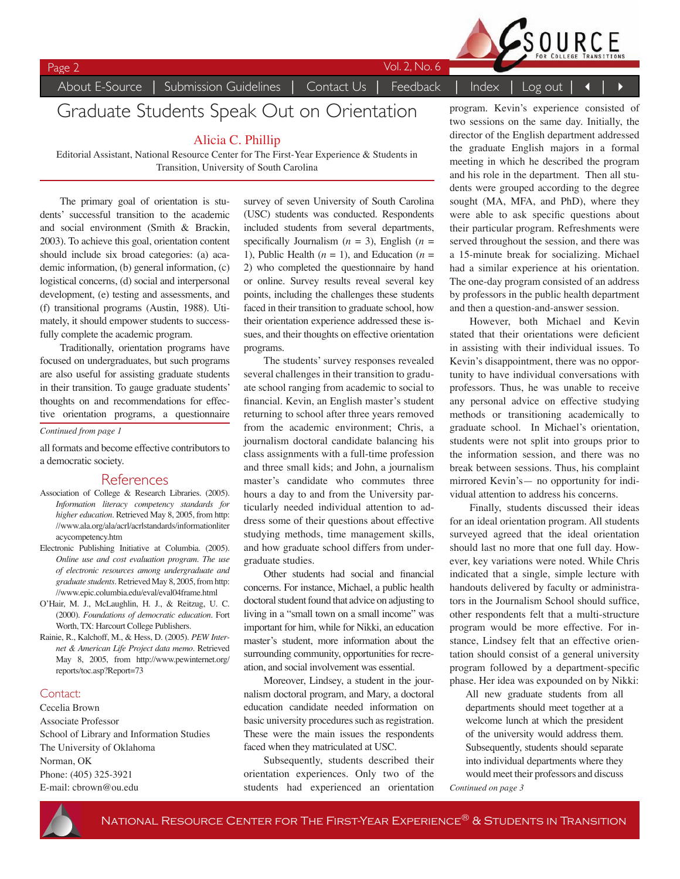# Graduate Students Speak Out on Orientation

**Alicia C. Phillip**

Editorial Assistant, National Resource Center for The First-Year Experience & Students in Transition, University of South Carolina

The primary goal of orientation is students' successful transition to the academic and social environment (Smith & Brackin, 2003). To achieve this goal, orientation content should include six broad categories: (a) academic information, (b) general information, (c) logistical concerns, (d) social and interpersonal development, (e) testing and assessments, and (f) transitional programs (Austin, 1988). Utimately, it should empower students to successfully complete the academic program.

Traditionally, orientation programs have focused on undergraduates, but such programs are also useful for assisting graduate students in their transition. To gauge graduate students' thoughts on and recommendations for effective orientation programs, a questionnaire survey of seven University of South Carolina (USC) students was conducted. Respondents included students from several departments, specifically Journalism (*n* = 3), English (*n* = 1), Public Health (*n* = 1), and Education (*n* = 2) who completed the questionnaire by hand or online. Survey results reveal several key points, including the challenges these students faced in their transition to graduate school, how their orientation experience addressed these issues, and their thoughts on effective orientation programs.

The students' survey responses revealed several challenges in their transition to graduate school ranging from academic to social to financial. Kevin, an English master's student returning to school after three years removed from the academic environment; Chris, a journalism doctoral candidate balancing his class assignments with a full-time profession and three small kids; and John, a journalism master's candidate who commutes three hours a day to and from the University particularly needed individual attention to address some of their questions about effective studying methods, time management skills, and how graduate school differs from undergraduate studies.

Other students had social and financial concerns. For instance, Michael, a public health doctoral student found that advice on adjusting to living in a "small town on a small income" was important for him, while for Nikki, an education master's student, more information about the surrounding community, opportunities for recreation, and social involvement was essential.

Moreover, Lindsey, a student in the journalism doctoral program, and Mary, a doctoral education candidate needed information on basic university procedures such as registration. These were the main issues the respondents faced when they matriculated at USC.

Subsequently, students described their orientation experiences. Only two of the students had experienced an orientation program. Kevin's experience consisted of two sessions on the same day. Initially, the director of the English department addressed the graduate English majors in a formal meeting in which he described the program and his role in the department. Then all students were grouped according to the degree sought (MA, MFA, and PhD), where they were able to ask specific questions about their particular program. Refreshments were served throughout the session, and there was a 15-minute break for socializing. Michael had a similar experience at his orientation. The one-day program consisted of an address by professors in the public health department and then a question-and-answer session.

However, both Michael and Kevin stated that their orientations were deficient in assisting with their individual issues. To Kevin's disappointment, there was no opportunity to have individual conversations with professors. Thus, he was unable to receive any personal advice on effective studying methods or transitioning academically to graduate school. In Michael's orientation, students were not split into groups prior to the information session, and there was no break between sessions. Thus, his complaint mirrored Kevin's— no opportunity for individual attention to address his concerns.

Finally, students discussed their ideas for an ideal orientation program. All students surveyed agreed that the ideal orientation should last no more that one full day. However, key variations were noted. While Chris indicated that a single, simple lecture with handouts delivered by faculty or administrators in the Journalism School should suffice, other respondents felt that a multi-structure program would be more effective. For instance, Lindsey felt that an effective orientation should consist of a general university program followed by a department-specific phase. Her idea was expounded on by Nikki:

> All new graduate students from all departments should meet together at a welcome lunch at which the president of the university would address them. Subsequently, students should separate into individual departments where they would meet their professors and discuss

*Continued on page 3*

---

*Continued from page 1*

all formats and become effective contributors to a democratic society.

## References

Association of College & Research Libraries. (2005). *Information literacy competency standards for higher education*. Retrieved May 8, 2005, from http://www.ala.org/ala/acrl/acrlstandards/informationliteracycompetency.htm

Electronic Publishing Initiative at Columbia. (2005). *Online use and cost evaluation program. The use of electronic resources among undergraduate and graduate students*. Retrieved May 8, 2005, from http://www.epic.columbia.edu/eval/eval04frame.html

O'Hair, M. J., McLaughlin, H. J., & Reitzug, U. C. (2000). *Foundations of democratic education*. Fort Worth, TX: Harcourt College Publishers.

Rainie, R., Kalchoff, M., & Hess, D. (2005). *PEW Internet & American Life Project data memo*. Retrieved May 8, 2005, from http://www.pewinternet.org/reports/toc.asp?Report=73

### Contact:

Cecelia Brown
Associate Professor
School of Library and Information Studies
The University of Oklahoma
Norman, OK
Phone: (405) 325-3921
E-mail: cbrown@ou.edu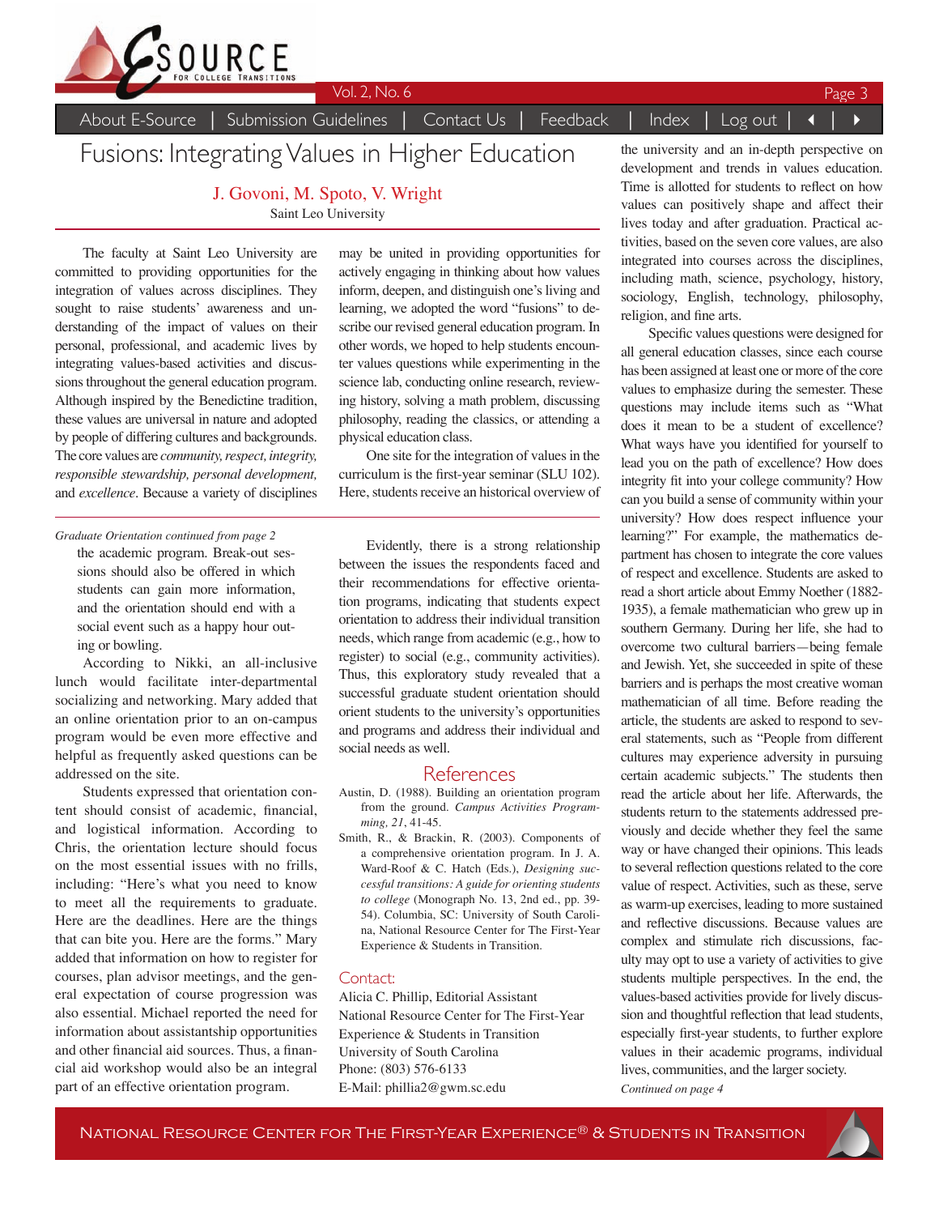# Fusions: Integrating Values in Higher Education

J. Govoni, M. Spoto, V. Wright
Saint Leo University

The faculty at Saint Leo University are committed to providing opportunities for the integration of values across disciplines. They sought to raise students' awareness and understanding of the impact of values on their personal, professional, and academic lives by integrating values-based activities and discussions throughout the general education program. Although inspired by the Benedictine tradition, these values are universal in nature and adopted by people of differing cultures and backgrounds. The core values are *community, respect, integrity, responsible stewardship, personal development,* and *excellence*. Because a variety of disciplines may be united in providing opportunities for actively engaging in thinking about how values inform, deepen, and distinguish one's living and learning, we adopted the word "fusions" to describe our revised general education program. In other words, we hoped to help students encounter values questions while experimenting in the science lab, conducting online research, reviewing history, solving a math problem, discussing philosophy, reading the classics, or attending a physical education class.

One site for the integration of values in the curriculum is the first-year seminar (SLU 102). Here, students receive an historical overview of the university and an in-depth perspective on development and trends in values education. Time is allotted for students to reflect on how values can positively shape and affect their lives today and after graduation. Practical activities, based on the seven core values, are also integrated into courses across the disciplines, including math, science, psychology, history, sociology, English, technology, philosophy, religion, and fine arts.

Specific values questions were designed for all general education classes, since each course has been assigned at least one or more of the core values to emphasize during the semester. These questions may include items such as "What does it mean to be a student of excellence? What ways have you identified for yourself to lead you on the path of excellence? How does integrity fit into your college community? How can you build a sense of community within your university? How does respect influence your learning?" For example, the mathematics department has chosen to integrate the core values of respect and excellence. Students are asked to read a short article about Emmy Noether (1882-1935), a female mathematician who grew up in southern Germany. During her life, she had to overcome two cultural barriers—being female and Jewish. Yet, she succeeded in spite of these barriers and is perhaps the most creative woman mathematician of all time. Before reading the article, the students are asked to respond to several statements, such as "People from different cultures may experience adversity in pursuing certain academic subjects." The students then read the article about her life. Afterwards, the students return to the statements addressed previously and decide whether they feel the same way or have changed their opinions. This leads to several reflection questions related to the core value of respect. Activities, such as these, serve as warm-up exercises, leading to more sustained and reflective discussions. Because values are complex and stimulate rich discussions, faculty may opt to use a variety of activities to give students multiple perspectives. In the end, the values-based activities provide for lively discussion and thoughtful reflection that lead students, especially first-year students, to further explore values in their academic programs, individual lives, communities, and the larger society.

*Continued on page 4*

---

*Graduate Orientation continued from page 2*

the academic program. Break-out sessions should also be offered in which students can gain more information, and the orientation should end with a social event such as a happy hour outing or bowling.

According to Nikki, an all-inclusive lunch would facilitate inter-departmental socializing and networking. Mary added that an online orientation prior to an on-campus program would be even more effective and helpful as frequently asked questions can be addressed on the site.

Students expressed that orientation content should consist of academic, financial, and logistical information. According to Chris, the orientation lecture should focus on the most essential issues with no frills, including: "Here's what you need to know to meet all the requirements to graduate. Here are the deadlines. Here are the things that can bite you. Here are the forms." Mary added that information on how to register for courses, plan advisor meetings, and the general expectation of course progression was also essential. Michael reported the need for information about assistantship opportunities and other financial aid sources. Thus, a financial aid workshop would also be an integral part of an effective orientation program.

Evidently, there is a strong relationship between the issues the respondents faced and their recommendations for effective orientation programs, indicating that students expect orientation to address their individual transition needs, which range from academic (e.g., how to register) to social (e.g., community activities). Thus, this exploratory study revealed that a successful graduate student orientation should orient students to the university's opportunities and programs and address their individual and social needs as well.

## References

Austin, D. (1988). Building an orientation program from the ground. *Campus Activities Programming, 21*, 41-45.

Smith, R., & Brackin, R. (2003). Components of a comprehensive orientation program. In J. A. Ward-Roof & C. Hatch (Eds.), *Designing successful transitions: A guide for orienting students to college* (Monograph No. 13, 2nd ed., pp. 39-54). Columbia, SC: University of South Carolina, National Resource Center for The First-Year Experience & Students in Transition.

## Contact:

Alicia C. Phillip, Editorial Assistant
National Resource Center for The First-Year Experience & Students in Transition
University of South Carolina
Phone: (803) 576-6133
E-Mail: phillia2@gwm.sc.edu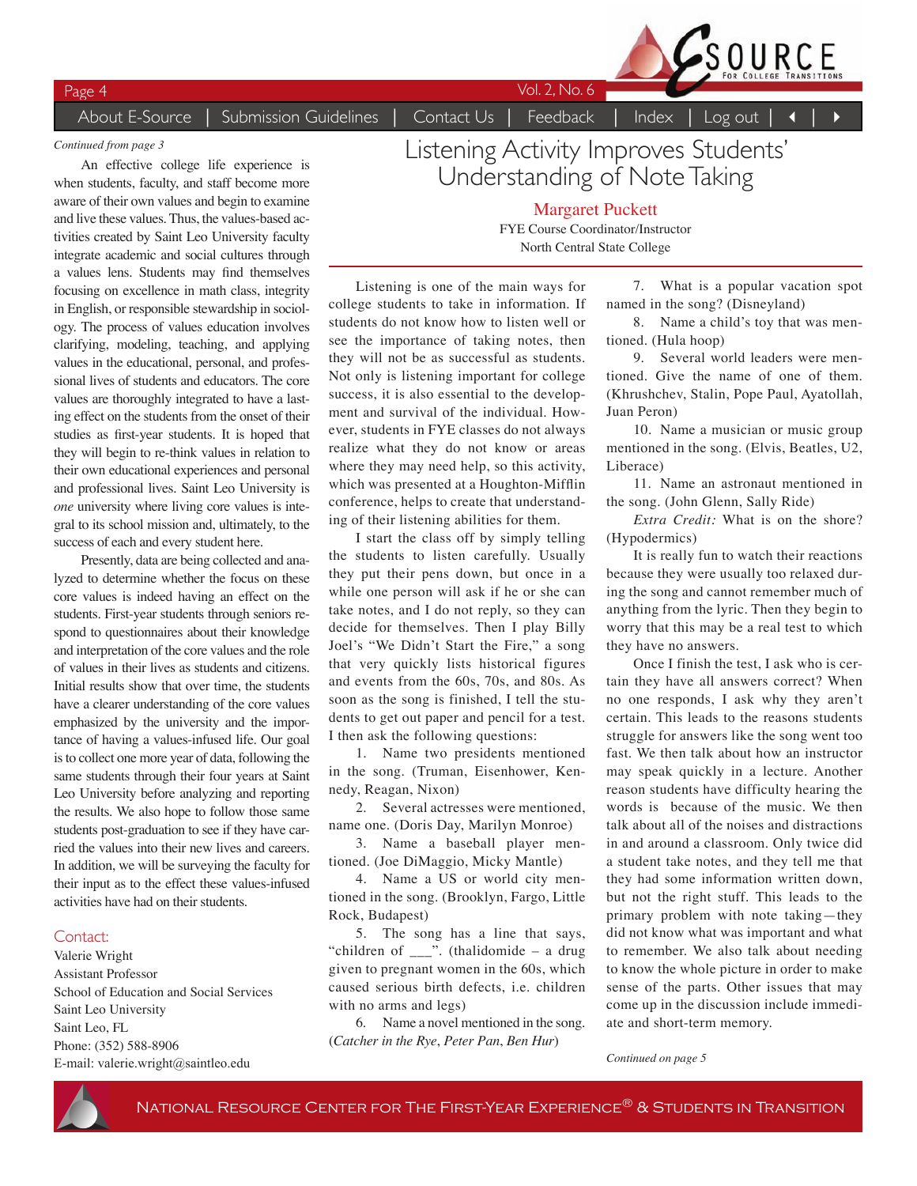*Continued from page 3*

An effective college life experience is when students, faculty, and staff become more aware of their own values and begin to examine and live these values. Thus, the values-based activities created by Saint Leo University faculty integrate academic and social cultures through a values lens. Students may find themselves focusing on excellence in math class, integrity in English, or responsible stewardship in sociology. The process of values education involves clarifying, modeling, teaching, and applying values in the educational, personal, and professional lives of students and educators. The core values are thoroughly integrated to have a lasting effect on the students from the onset of their studies as first-year students. It is hoped that they will begin to re-think values in relation to their own educational experiences and personal and professional lives. Saint Leo University is *one* university where living core values is integral to its school mission and, ultimately, to the success of each and every student here.

Presently, data are being collected and analyzed to determine whether the focus on these core values is indeed having an effect on the students. First-year students through seniors respond to questionnaires about their knowledge and interpretation of the core values and the role of values in their lives as students and citizens. Initial results show that over time, the students have a clearer understanding of the core values emphasized by the university and the importance of having a values-infused life. Our goal is to collect one more year of data, following the same students through their four years at Saint Leo University before analyzing and reporting the results. We also hope to follow those same students post-graduation to see if they have carried the values into their new lives and careers. In addition, we will be surveying the faculty for their input as to the effect these values-infused activities have had on their students.

### Contact:

Valerie Wright
Assistant Professor
School of Education and Social Services
Saint Leo University
Saint Leo, FL
Phone: (352) 588-8906
E-mail: valerie.wright@saintleo.edu

# Listening Activity Improves Students' Understanding of Note Taking

**Margaret Puckett**
FYE Course Coordinator/Instructor
North Central State College

Listening is one of the main ways for college students to take in information. If students do not know how to listen well or see the importance of taking notes, then they will not be as successful as students. Not only is listening important for college success, it is also essential to the development and survival of the individual. However, students in FYE classes do not always realize what they do not know or areas where they may need help, so this activity, which was presented at a Houghton-Mifflin conference, helps to create that understanding of their listening abilities for them.

I start the class off by simply telling the students to listen carefully. Usually they put their pens down, but once in a while one person will ask if he or she can take notes, and I do not reply, so they can decide for themselves. Then I play Billy Joel's "We Didn't Start the Fire," a song that very quickly lists historical figures and events from the 60s, 70s, and 80s. As soon as the song is finished, I tell the students to get out paper and pencil for a test. I then ask the following questions:

1. Name two presidents mentioned in the song. (Truman, Eisenhower, Kennedy, Reagan, Nixon)
2. Several actresses were mentioned, name one. (Doris Day, Marilyn Monroe)
3. Name a baseball player mentioned. (Joe DiMaggio, Micky Mantle)
4. Name a US or world city mentioned in the song. (Brooklyn, Fargo, Little Rock, Budapest)
5. The song has a line that says, "children of ___". (thalidomide – a drug given to pregnant women in the 60s, which caused serious birth defects, i.e. children with no arms and legs)
6. Name a novel mentioned in the song. (*Catcher in the Rye*, *Peter Pan*, *Ben Hur*)
7. What is a popular vacation spot named in the song? (Disneyland)
8. Name a child's toy that was mentioned. (Hula hoop)
9. Several world leaders were mentioned. Give the name of one of them. (Khrushchev, Stalin, Pope Paul, Ayatollah, Juan Peron)
10. Name a musician or music group mentioned in the song. (Elvis, Beatles, U2, Liberace)
11. Name an astronaut mentioned in the song. (John Glenn, Sally Ride)

*Extra Credit:* What is on the shore? (Hypodermics)

It is really fun to watch their reactions because they were usually too relaxed during the song and cannot remember much of anything from the lyric. Then they begin to worry that this may be a real test to which they have no answers.

Once I finish the test, I ask who is certain they have all answers correct? When no one responds, I ask why they aren't certain. This leads to the reasons students struggle for answers like the song went too fast. We then talk about how an instructor may speak quickly in a lecture. Another reason students have difficulty hearing the words is because of the music. We then talk about all of the noises and distractions in and around a classroom. Only twice did a student take notes, and they tell me that they had some information written down, but not the right stuff. This leads to the primary problem with note taking—they did not know what was important and what to remember. We also talk about needing to know the whole picture in order to make sense of the parts. Other issues that may come up in the discussion include immediate and short-term memory.

*Continued on page 5*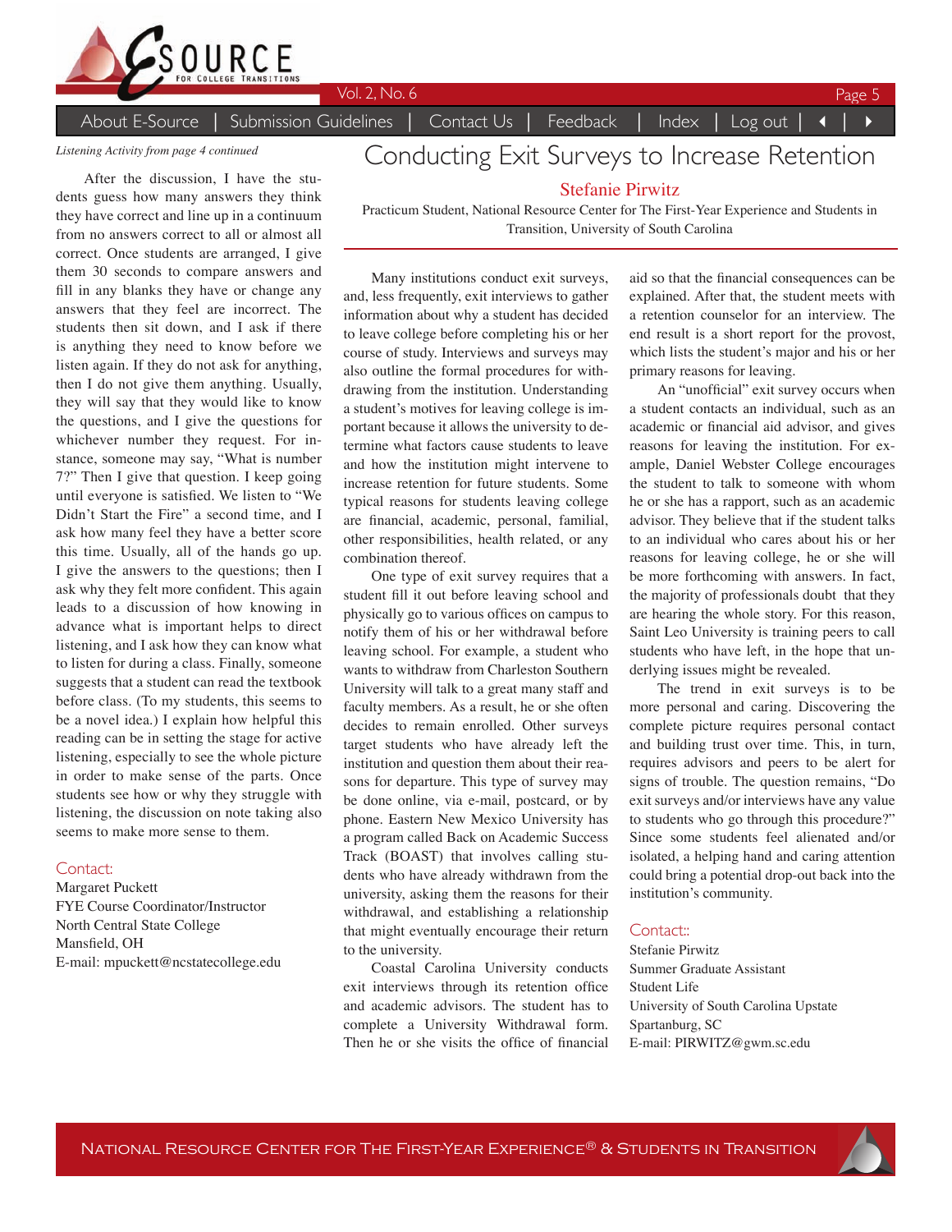*Listening Activity from page 4 continued*

After the discussion, I have the students guess how many answers they think they have correct and line up in a continuum from no answers correct to all or almost all correct. Once students are arranged, I give them 30 seconds to compare answers and fill in any blanks they have or change any answers that they feel are incorrect. The students then sit down, and I ask if there is anything they need to know before we listen again. If they do not ask for anything, then I do not give them anything. Usually, they will say that they would like to know the questions, and I give the questions for whichever number they request. For instance, someone may say, "What is number 7?" Then I give that question. I keep going until everyone is satisfied. We listen to "We Didn't Start the Fire" a second time, and I ask how many feel they have a better score this time. Usually, all of the hands go up. I give the answers to the questions; then I ask why they felt more confident. This again leads to a discussion of how knowing in advance what is important helps to direct listening, and I ask how they can know what to listen for during a class. Finally, someone suggests that a student can read the textbook before class. (To my students, this seems to be a novel idea.) I explain how helpful this reading can be in setting the stage for active listening, especially to see the whole picture in order to make sense of the parts. Once students see how or why they struggle with listening, the discussion on note taking also seems to make more sense to them.

Contact:
Margaret Puckett
FYE Course Coordinator/Instructor
North Central State College
Mansfield, OH
E-mail: mpuckett@ncstatecollege.edu

# Conducting Exit Surveys to Increase Retention

**Stefanie Pirwitz**

Practicum Student, National Resource Center for The First-Year Experience and Students in Transition, University of South Carolina

Many institutions conduct exit surveys, and, less frequently, exit interviews to gather information about why a student has decided to leave college before completing his or her course of study. Interviews and surveys may also outline the formal procedures for withdrawing from the institution. Understanding a student's motives for leaving college is important because it allows the university to determine what factors cause students to leave and how the institution might intervene to increase retention for future students. Some typical reasons for students leaving college are financial, academic, personal, familial, other responsibilities, health related, or any combination thereof.

One type of exit survey requires that a student fill it out before leaving school and physically go to various offices on campus to notify them of his or her withdrawal before leaving school. For example, a student who wants to withdraw from Charleston Southern University will talk to a great many staff and faculty members. As a result, he or she often decides to remain enrolled. Other surveys target students who have already left the institution and question them about their reasons for departure. This type of survey may be done online, via e-mail, postcard, or by phone. Eastern New Mexico University has a program called Back on Academic Success Track (BOAST) that involves calling students who have already withdrawn from the university, asking them the reasons for their withdrawal, and establishing a relationship that might eventually encourage their return to the university.

Coastal Carolina University conducts exit interviews through its retention office and academic advisors. The student has to complete a University Withdrawal form. Then he or she visits the office of financial aid so that the financial consequences can be explained. After that, the student meets with a retention counselor for an interview. The end result is a short report for the provost, which lists the student's major and his or her primary reasons for leaving.

An "unofficial" exit survey occurs when a student contacts an individual, such as an academic or financial aid advisor, and gives reasons for leaving the institution. For example, Daniel Webster College encourages the student to talk to someone with whom he or she has a rapport, such as an academic advisor. They believe that if the student talks to an individual who cares about his or her reasons for leaving college, he or she will be more forthcoming with answers. In fact, the majority of professionals doubt that they are hearing the whole story. For this reason, Saint Leo University is training peers to call students who have left, in the hope that underlying issues might be revealed.

The trend in exit surveys is to be more personal and caring. Discovering the complete picture requires personal contact and building trust over time. This, in turn, requires advisors and peers to be alert for signs of trouble. The question remains, "Do exit surveys and/or interviews have any value to students who go through this procedure?" Since some students feel alienated and/or isolated, a helping hand and caring attention could bring a potential drop-out back into the institution's community.

Contact::
Stefanie Pirwitz
Summer Graduate Assistant
Student Life
University of South Carolina Upstate
Spartanburg, SC
E-mail: PIRWITZ@gwm.sc.edu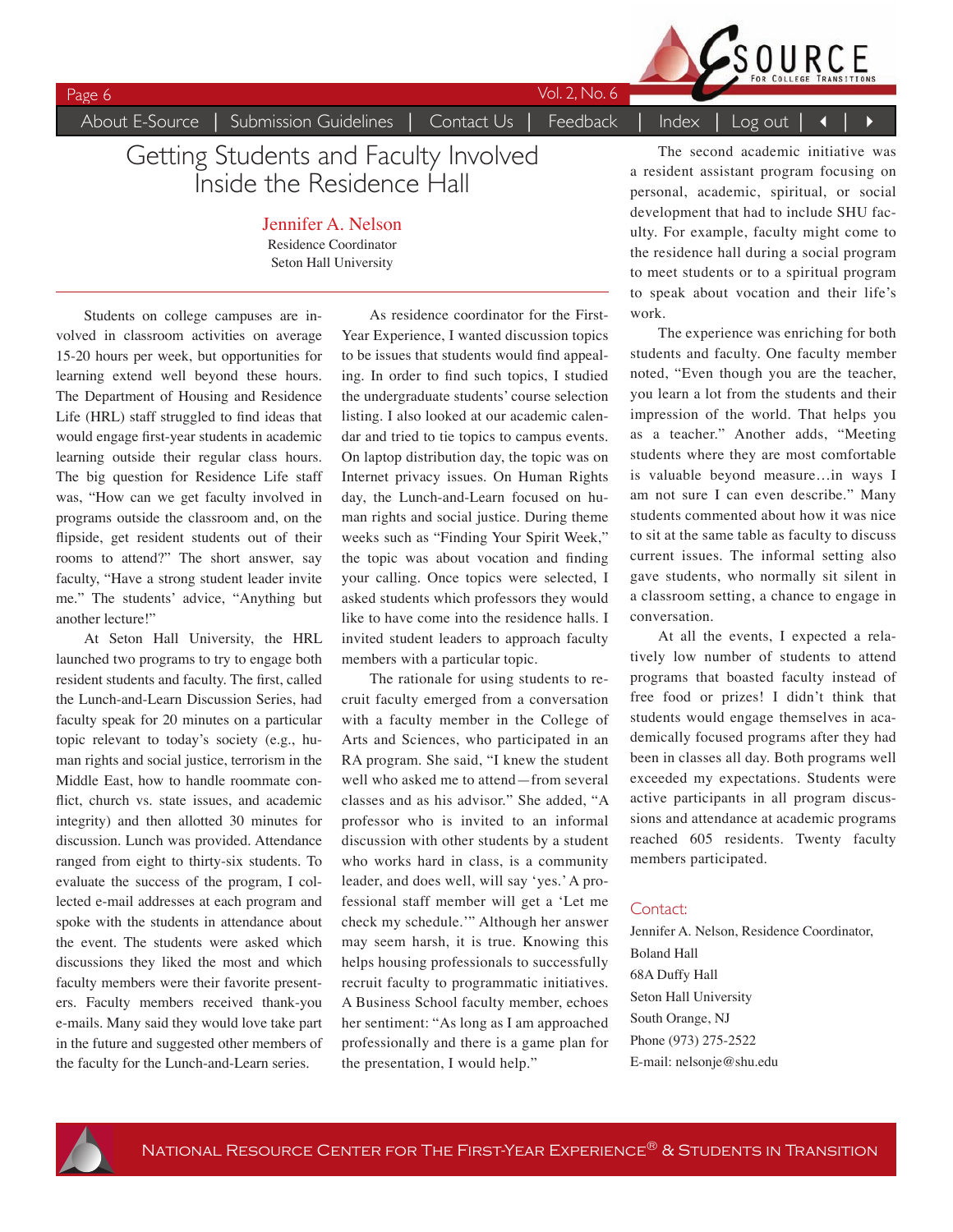# Getting Students and Faculty Involved Inside the Residence Hall

**Jennifer A. Nelson**
Residence Coordinator
Seton Hall University

Students on college campuses are involved in classroom activities on average 15-20 hours per week, but opportunities for learning extend well beyond these hours. The Department of Housing and Residence Life (HRL) staff struggled to find ideas that would engage first-year students in academic learning outside their regular class hours. The big question for Residence Life staff was, "How can we get faculty involved in programs outside the classroom and, on the flipside, get resident students out of their rooms to attend?" The short answer, say faculty, "Have a strong student leader invite me." The students' advice, "Anything but another lecture!"

At Seton Hall University, the HRL launched two programs to try to engage both resident students and faculty. The first, called the Lunch-and-Learn Discussion Series, had faculty speak for 20 minutes on a particular topic relevant to today's society (e.g., human rights and social justice, terrorism in the Middle East, how to handle roommate conflict, church vs. state issues, and academic integrity) and then allotted 30 minutes for discussion. Lunch was provided. Attendance ranged from eight to thirty-six students. To evaluate the success of the program, I collected e-mail addresses at each program and spoke with the students in attendance about the event. The students were asked which discussions they liked the most and which faculty members were their favorite presenters. Faculty members received thank-you e-mails. Many said they would love take part in the future and suggested other members of the faculty for the Lunch-and-Learn series.

As residence coordinator for the First-Year Experience, I wanted discussion topics to be issues that students would find appealing. In order to find such topics, I studied the undergraduate students' course selection listing. I also looked at our academic calendar and tried to tie topics to campus events. On laptop distribution day, the topic was on Internet privacy issues. On Human Rights day, the Lunch-and-Learn focused on human rights and social justice. During theme weeks such as "Finding Your Spirit Week," the topic was about vocation and finding your calling. Once topics were selected, I asked students which professors they would like to have come into the residence halls. I invited student leaders to approach faculty members with a particular topic.

The rationale for using students to recruit faculty emerged from a conversation with a faculty member in the College of Arts and Sciences, who participated in an RA program. She said, "I knew the student well who asked me to attend—from several classes and as his advisor." She added, "A professor who is invited to an informal discussion with other students by a student who works hard in class, is a community leader, and does well, will say 'yes.' A professional staff member will get a 'Let me check my schedule.'" Although her answer may seem harsh, it is true. Knowing this helps housing professionals to successfully recruit faculty to programmatic initiatives. A Business School faculty member, echoes her sentiment: "As long as I am approached professionally and there is a game plan for the presentation, I would help."

The second academic initiative was a resident assistant program focusing on personal, academic, spiritual, or social development that had to include SHU faculty. For example, faculty might come to the residence hall during a social program to meet students or to a spiritual program to speak about vocation and their life's work.

The experience was enriching for both students and faculty. One faculty member noted, "Even though you are the teacher, you learn a lot from the students and their impression of the world. That helps you as a teacher." Another adds, "Meeting students where they are most comfortable is valuable beyond measure…in ways I am not sure I can even describe." Many students commented about how it was nice to sit at the same table as faculty to discuss current issues. The informal setting also gave students, who normally sit silent in a classroom setting, a chance to engage in conversation.

At all the events, I expected a relatively low number of students to attend programs that boasted faculty instead of free food or prizes! I didn't think that students would engage themselves in academically focused programs after they had been in classes all day. Both programs well exceeded my expectations. Students were active participants in all program discussions and attendance at academic programs reached 605 residents. Twenty faculty members participated.

## Contact:

Jennifer A. Nelson, Residence Coordinator,
Boland Hall
68A Duffy Hall
Seton Hall University
South Orange, NJ
Phone (973) 275-2522
E-mail: nelsonje@shu.edu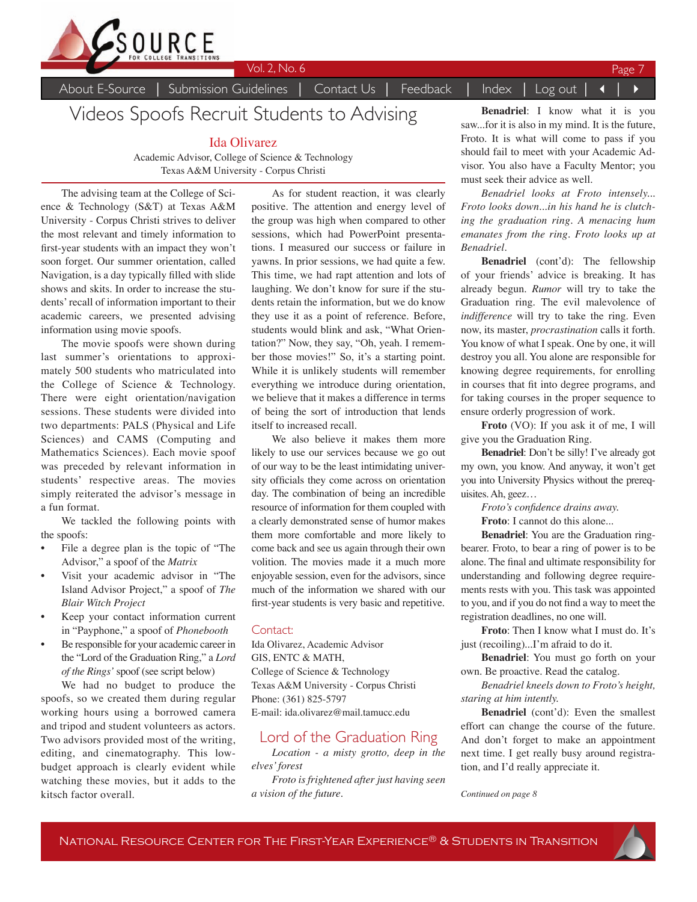# Videos Spoofs Recruit Students to Advising

Ida Olivarez
Academic Advisor, College of Science & Technology
Texas A&M University - Corpus Christi

The advising team at the College of Science & Technology (S&T) at Texas A&M University - Corpus Christi strives to deliver the most relevant and timely information to first-year students with an impact they won't soon forget. Our summer orientation, called Navigation, is a day typically filled with slide shows and skits. In order to increase the students' recall of information important to their academic careers, we presented advising information using movie spoofs.

The movie spoofs were shown during last summer's orientations to approximately 500 students who matriculated into the College of Science & Technology. There were eight orientation/navigation sessions. These students were divided into two departments: PALS (Physical and Life Sciences) and CAMS (Computing and Mathematics Sciences). Each movie spoof was preceded by relevant information in students' respective areas. The movies simply reiterated the advisor's message in a fun format.

We tackled the following points with the spoofs:

- File a degree plan is the topic of "The Advisor," a spoof of the *Matrix*
- Visit your academic advisor in "The Island Advisor Project," a spoof of *The Blair Witch Project*
- Keep your contact information current in "Payphone," a spoof of *Phonebooth*
- Be responsible for your academic career in the "Lord of the Graduation Ring," a *Lord of the Rings'* spoof (see script below)

We had no budget to produce the spoofs, so we created them during regular working hours using a borrowed camera and tripod and student volunteers as actors. Two advisors provided most of the writing, editing, and cinematography. This low-budget approach is clearly evident while watching these movies, but it adds to the kitsch factor overall.

As for student reaction, it was clearly positive. The attention and energy level of the group was high when compared to other sessions, which had PowerPoint presentations. I measured our success or failure in yawns. In prior sessions, we had quite a few. This time, we had rapt attention and lots of laughing. We don't know for sure if the students retain the information, but we do know they use it as a point of reference. Before, students would blink and ask, "What Orientation?" Now, they say, "Oh, yeah. I remember those movies!" So, it's a starting point. While it is unlikely students will remember everything we introduce during orientation, we believe that it makes a difference in terms of being the sort of introduction that lends itself to increased recall.

We also believe it makes them more likely to use our services because we go out of our way to be the least intimidating university officials they come across on orientation day. The combination of being an incredible resource of information for them coupled with a clearly demonstrated sense of humor makes them more comfortable and more likely to come back and see us again through their own volition. The movies made it a much more enjoyable session, even for the advisors, since much of the information we shared with our first-year students is very basic and repetitive.

## Contact:

Ida Olivarez, Academic Advisor
GIS, ENTC & MATH,
College of Science & Technology
Texas A&M University - Corpus Christi
Phone: (361) 825-5797
E-mail: ida.olivarez@mail.tamucc.edu

## Lord of the Graduation Ring

*Location - a misty grotto, deep in the elves' forest*

*Froto is frightened after just having seen a vision of the future.*

**Benadriel**: I know what it is you saw...for it is also in my mind. It is the future, Froto. It is what will come to pass if you should fail to meet with your Academic Advisor. You also have a Faculty Mentor; you must seek their advice as well.

*Benadriel looks at Froto intensely... Froto looks down...in his hand he is clutching the graduation ring. A menacing hum emanates from the ring. Froto looks up at Benadriel.*

**Benadriel** (cont'd): The fellowship of your friends' advice is breaking. It has already begun. *Rumor* will try to take the Graduation ring. The evil malevolence of *indifference* will try to take the ring. Even now, its master, *procrastination* calls it forth. You know of what I speak. One by one, it will destroy you all. You alone are responsible for knowing degree requirements, for enrolling in courses that fit into degree programs, and for taking courses in the proper sequence to ensure orderly progression of work.

**Froto** (VO): If you ask it of me, I will give you the Graduation Ring.

**Benadriel**: Don't be silly! I've already got my own, you know. And anyway, it won't get you into University Physics without the prerequisites. Ah, geez…

*Froto's confidence drains away.*

**Froto**: I cannot do this alone...

**Benadriel**: You are the Graduation ring-bearer. Froto, to bear a ring of power is to be alone. The final and ultimate responsibility for understanding and following degree requirements rests with you. This task was appointed to you, and if you do not find a way to meet the registration deadlines, no one will.

**Froto**: Then I know what I must do. It's just (recoiling)...I'm afraid to do it.

**Benadriel**: You must go forth on your own. Be proactive. Read the catalog.

*Benadriel kneels down to Froto's height, staring at him intently.*

**Benadriel** (cont'd): Even the smallest effort can change the course of the future. And don't forget to make an appointment next time. I get really busy around registration, and I'd really appreciate it.

*Continued on page 8*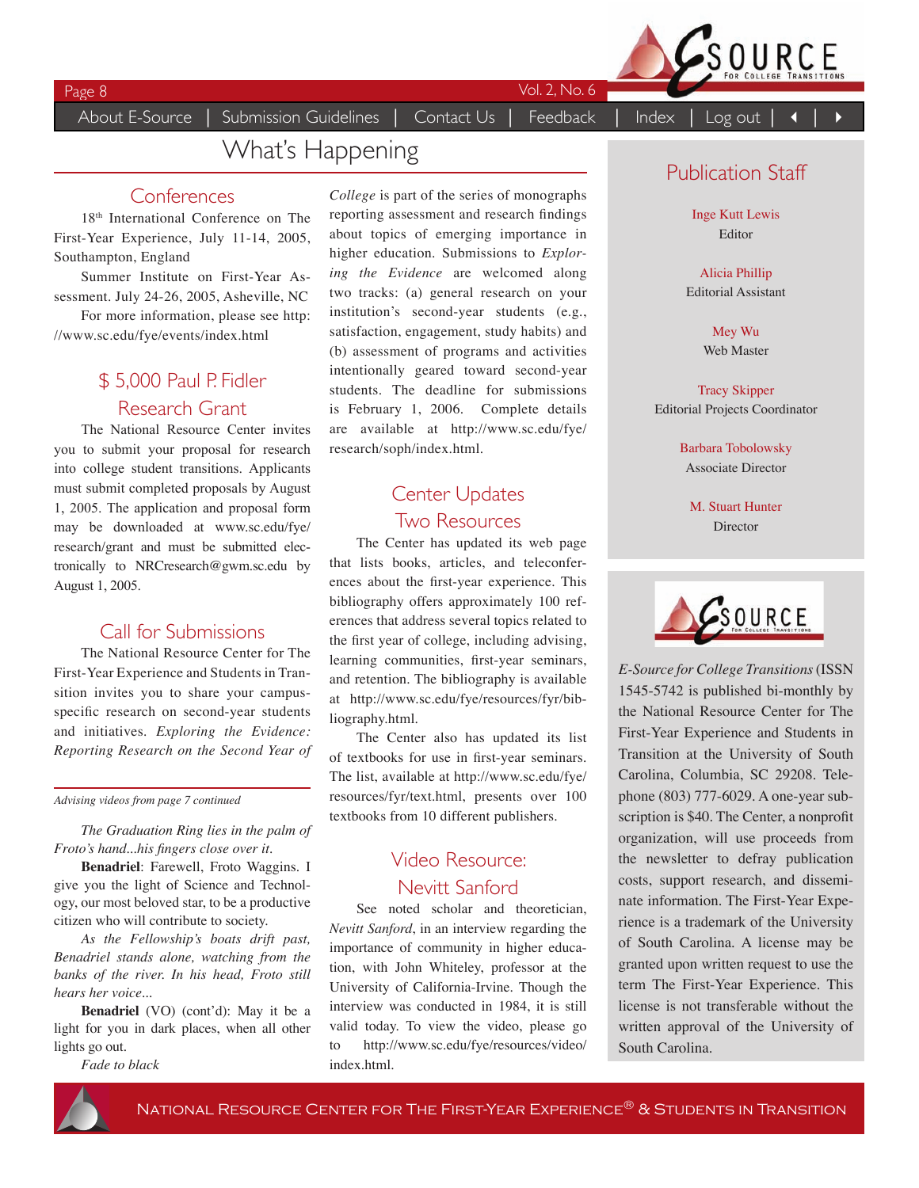# What's Happening

## Conferences

18th International Conference on The First-Year Experience, July 11-14, 2005, Southampton, England

Summer Institute on First-Year Assessment. July 24-26, 2005, Asheville, NC

For more information, please see http://www.sc.edu/fye/events/index.html

## $ 5,000 Paul P. Fidler Research Grant

The National Resource Center invites you to submit your proposal for research into college student transitions. Applicants must submit completed proposals by August 1, 2005. The application and proposal form may be downloaded at www.sc.edu/fye/research/grant and must be submitted electronically to NRCresearch@gwm.sc.edu by August 1, 2005.

## Call for Submissions

The National Resource Center for The First-Year Experience and Students in Transition invites you to share your campus-specific research on second-year students and initiatives. *Exploring the Evidence: Reporting Research on the Second Year of College* is part of the series of monographs reporting assessment and research findings about topics of emerging importance in higher education. Submissions to *Exploring the Evidence* are welcomed along two tracks: (a) general research on your institution's second-year students (e.g., satisfaction, engagement, study habits) and (b) assessment of programs and activities intentionally geared toward second-year students. The deadline for submissions is February 1, 2006. Complete details are available at http://www.sc.edu/fye/research/soph/index.html.

## Center Updates Two Resources

The Center has updated its web page that lists books, articles, and teleconferences about the first-year experience. This bibliography offers approximately 100 references that address several topics related to the first year of college, including advising, learning communities, first-year seminars, and retention. The bibliography is available at http://www.sc.edu/fye/resources/fyr/bibliography.html.

The Center also has updated its list of textbooks for use in first-year seminars. The list, available at http://www.sc.edu/fye/resources/fyr/text.html, presents over 100 textbooks from 10 different publishers.

## Video Resource: Nevitt Sanford

See noted scholar and theoretician, *Nevitt Sanford*, in an interview regarding the importance of community in higher education, with John Whiteley, professor at the University of California-Irvine. Though the interview was conducted in 1984, it is still valid today. To view the video, please go to http://www.sc.edu/fye/resources/video/index.html.

---

*Advising videos from page 7 continued*

*The Graduation Ring lies in the palm of Froto's hand...his fingers close over it.*

**Benadriel**: Farewell, Froto Waggins. I give you the light of Science and Technology, our most beloved star, to be a productive citizen who will contribute to society.

*As the Fellowship's boats drift past, Benadriel stands alone, watching from the banks of the river. In his head, Froto still hears her voice...*

**Benadriel** (VO) (cont'd): May it be a light for you in dark places, when all other lights go out.

*Fade to black*

---

## Publication Staff

Inge Kutt Lewis
Editor

Alicia Phillip
Editorial Assistant

Mey Wu
Web Master

Tracy Skipper
Editorial Projects Coordinator

Barbara Tobolowsky
Associate Director

M. Stuart Hunter
Director

*E-Source for College Transitions* (ISSN 1545-5742 is published bi-monthly by the National Resource Center for The First-Year Experience and Students in Transition at the University of South Carolina, Columbia, SC 29208. Telephone (803) 777-6029. A one-year subscription is $40. The Center, a nonprofit organization, will use proceeds from the newsletter to defray publication costs, support research, and disseminate information. The First-Year Experience is a trademark of the University of South Carolina. A license may be granted upon written request to use the term The First-Year Experience. This license is not transferable without the written approval of the University of South Carolina.